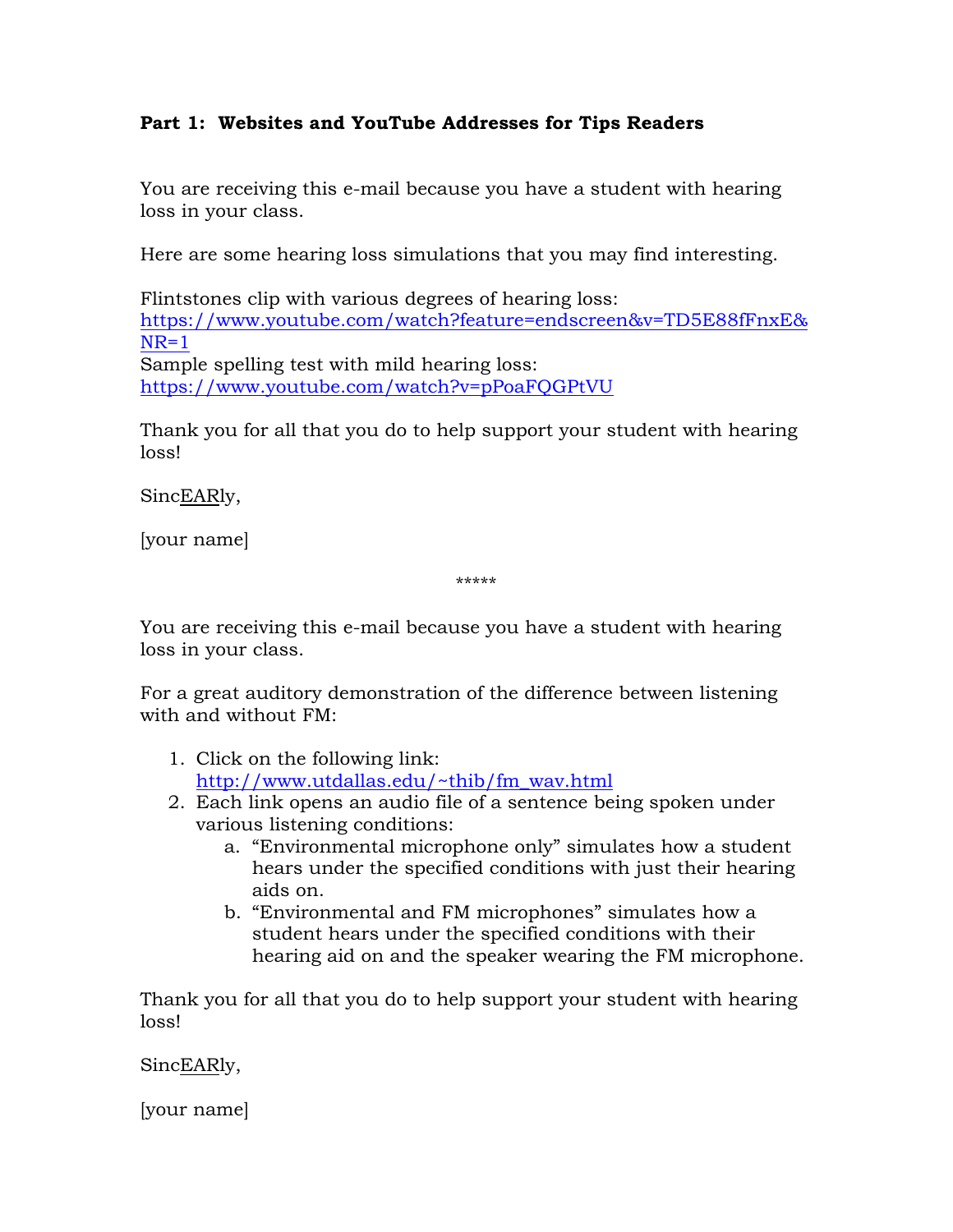**Part 1: Websites and YouTube Addresses for Tips Readers**

You are receiving this e-mail because you have a student with hearing loss in your class.

Here are some hearing loss simulations that you may find interesting.

Flintstones clip with various degrees of hearing loss:
https://www.youtube.com/watch?feature=endscreen&v=TD5E88fFnxE&NR=1
Sample spelling test with mild hearing loss:
https://www.youtube.com/watch?v=pPoaFQGPtVU

Thank you for all that you do to help support your student with hearing loss!

SincEARly,

[your name]

*****

You are receiving this e-mail because you have a student with hearing loss in your class.

For a great auditory demonstration of the difference between listening with and without FM:

1. Click on the following link: http://www.utdallas.edu/~thib/fm_wav.html
2. Each link opens an audio file of a sentence being spoken under various listening conditions:
   a. "Environmental microphone only" simulates how a student hears under the specified conditions with just their hearing aids on.
   b. "Environmental and FM microphones" simulates how a student hears under the specified conditions with their hearing aid on and the speaker wearing the FM microphone.

Thank you for all that you do to help support your student with hearing loss!

SincEARly,

[your name]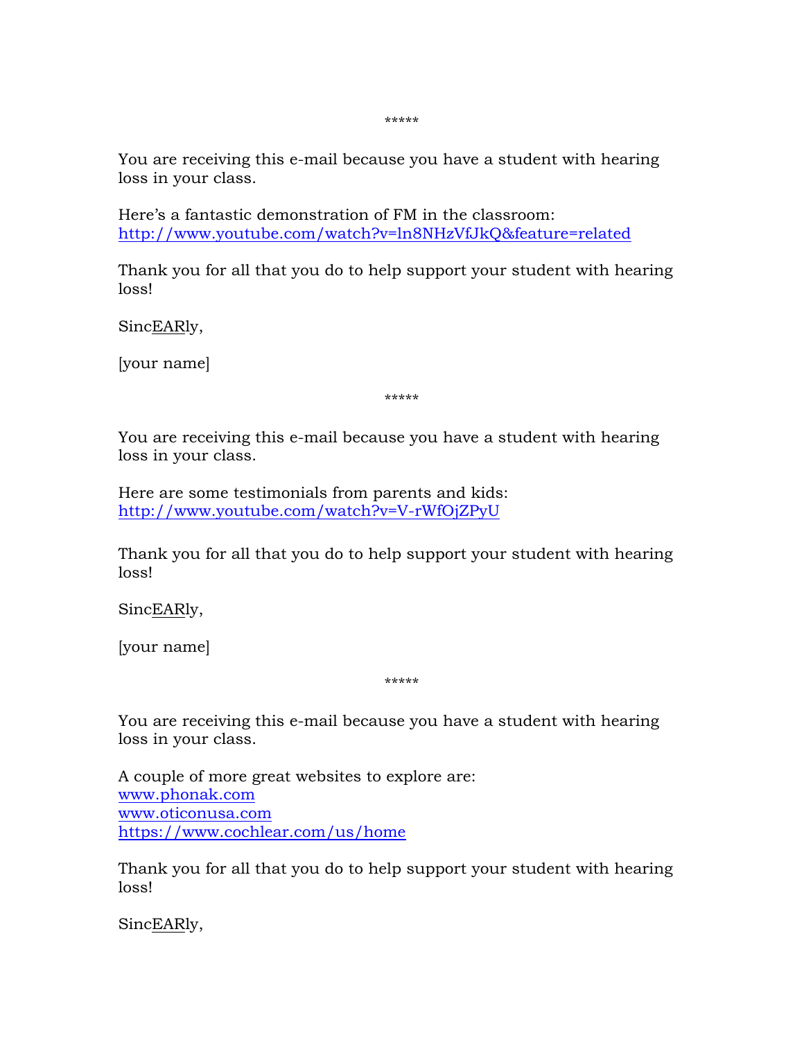*****

You are receiving this e-mail because you have a student with hearing loss in your class.

Here's a fantastic demonstration of FM in the classroom: http://www.youtube.com/watch?v=ln8NHzVfJkQ&feature=related

Thank you for all that you do to help support your student with hearing loss!

SincEARly,

[your name]

*****

You are receiving this e-mail because you have a student with hearing loss in your class.

Here are some testimonials from parents and kids: http://www.youtube.com/watch?v=V-rWfOjZPyU

Thank you for all that you do to help support your student with hearing loss!

SincEARly,

[your name]

*****

You are receiving this e-mail because you have a student with hearing loss in your class.

A couple of more great websites to explore are:
www.phonak.com
www.oticonusa.com
https://www.cochlear.com/us/home

Thank you for all that you do to help support your student with hearing loss!

SincEARly,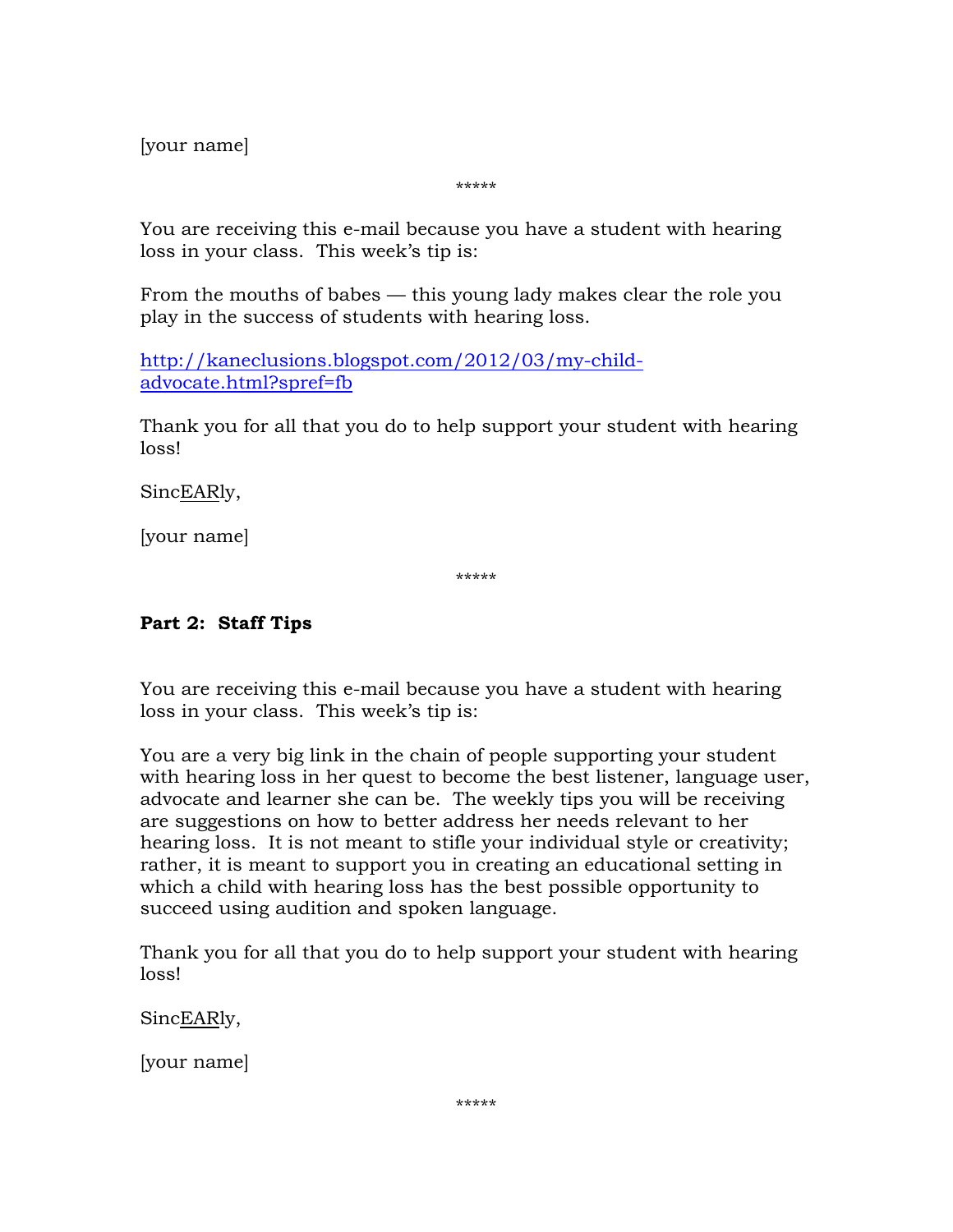[your name]

*****

You are receiving this e-mail because you have a student with hearing loss in your class. This week's tip is:

From the mouths of babes — this young lady makes clear the role you play in the success of students with hearing loss.

http://kaneclusions.blogspot.com/2012/03/my-child-advocate.html?spref=fb

Thank you for all that you do to help support your student with hearing loss!

SincEARly,

[your name]

*****

**Part 2: Staff Tips**

You are receiving this e-mail because you have a student with hearing loss in your class. This week's tip is:

You are a very big link in the chain of people supporting your student with hearing loss in her quest to become the best listener, language user, advocate and learner she can be. The weekly tips you will be receiving are suggestions on how to better address her needs relevant to her hearing loss. It is not meant to stifle your individual style or creativity; rather, it is meant to support you in creating an educational setting in which a child with hearing loss has the best possible opportunity to succeed using audition and spoken language.

Thank you for all that you do to help support your student with hearing loss!

SincEARly,

[your name]

*****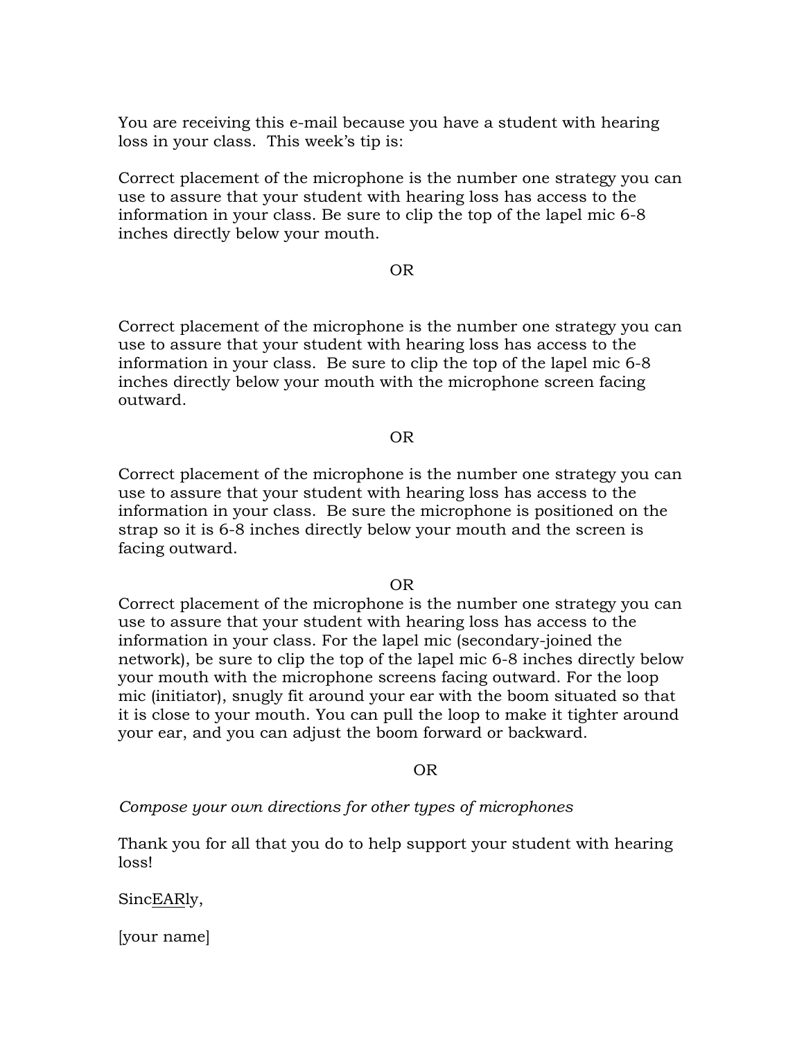You are receiving this e-mail because you have a student with hearing loss in your class. This week's tip is:

Correct placement of the microphone is the number one strategy you can use to assure that your student with hearing loss has access to the information in your class. Be sure to clip the top of the lapel mic 6-8 inches directly below your mouth.

OR

Correct placement of the microphone is the number one strategy you can use to assure that your student with hearing loss has access to the information in your class. Be sure to clip the top of the lapel mic 6-8 inches directly below your mouth with the microphone screen facing outward.

OR

Correct placement of the microphone is the number one strategy you can use to assure that your student with hearing loss has access to the information in your class. Be sure the microphone is positioned on the strap so it is 6-8 inches directly below your mouth and the screen is facing outward.

OR

Correct placement of the microphone is the number one strategy you can use to assure that your student with hearing loss has access to the information in your class. For the lapel mic (secondary-joined the network), be sure to clip the top of the lapel mic 6-8 inches directly below your mouth with the microphone screens facing outward. For the loop mic (initiator), snugly fit around your ear with the boom situated so that it is close to your mouth. You can pull the loop to make it tighter around your ear, and you can adjust the boom forward or backward.

OR

*Compose your own directions for other types of microphones*

Thank you for all that you do to help support your student with hearing loss!

SincEARly,

[your name]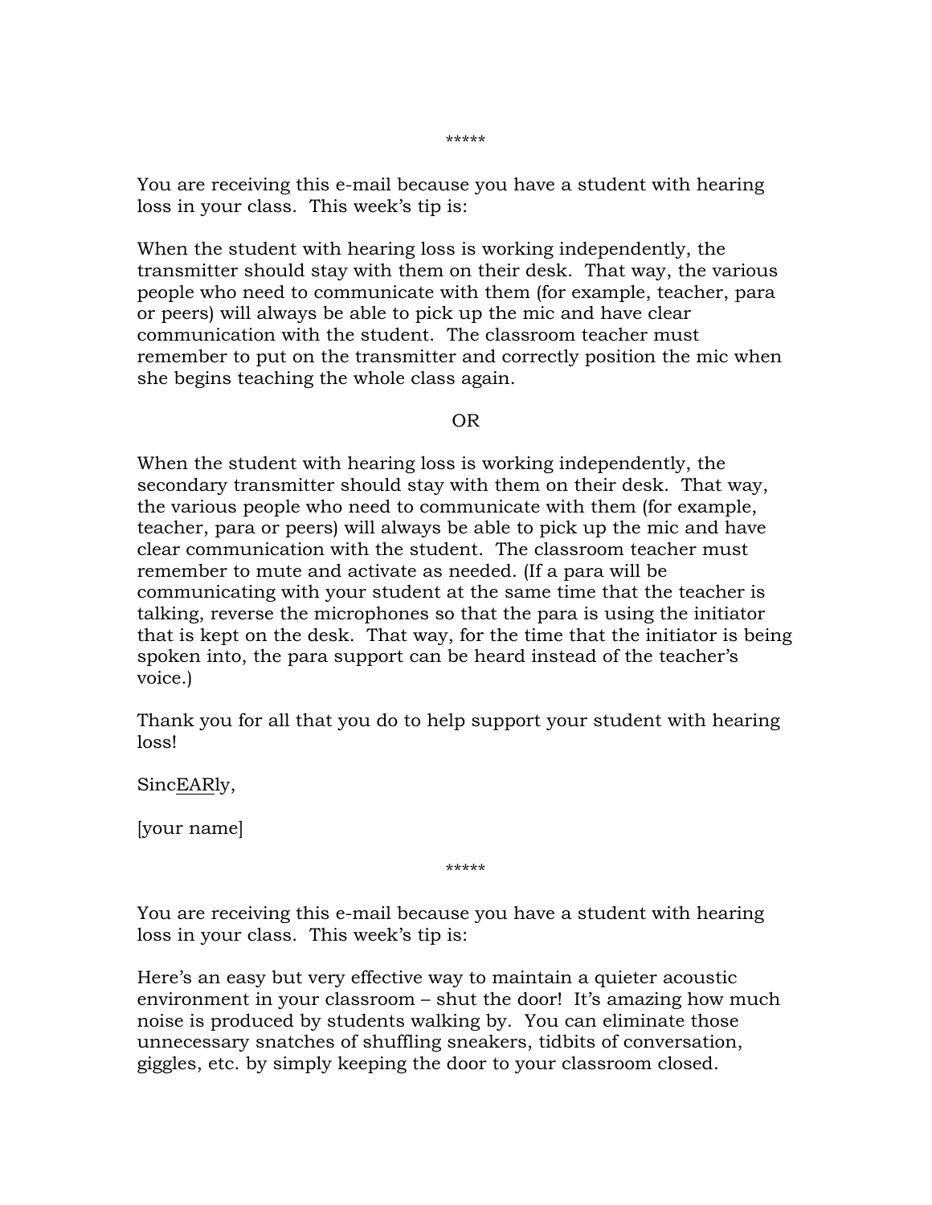*****

You are receiving this e-mail because you have a student with hearing loss in your class. This week's tip is:

When the student with hearing loss is working independently, the transmitter should stay with them on their desk. That way, the various people who need to communicate with them (for example, teacher, para or peers) will always be able to pick up the mic and have clear communication with the student. The classroom teacher must remember to put on the transmitter and correctly position the mic when she begins teaching the whole class again.

OR

When the student with hearing loss is working independently, the secondary transmitter should stay with them on their desk. That way, the various people who need to communicate with them (for example, teacher, para or peers) will always be able to pick up the mic and have clear communication with the student. The classroom teacher must remember to mute and activate as needed. (If a para will be communicating with your student at the same time that the teacher is talking, reverse the microphones so that the para is using the initiator that is kept on the desk. That way, for the time that the initiator is being spoken into, the para support can be heard instead of the teacher's voice.)

Thank you for all that you do to help support your student with hearing loss!

Sinc<u>EAR</u>ly,

[your name]

*****

You are receiving this e-mail because you have a student with hearing loss in your class. This week's tip is:

Here's an easy but very effective way to maintain a quieter acoustic environment in your classroom – shut the door! It's amazing how much noise is produced by students walking by. You can eliminate those unnecessary snatches of shuffling sneakers, tidbits of conversation, giggles, etc. by simply keeping the door to your classroom closed.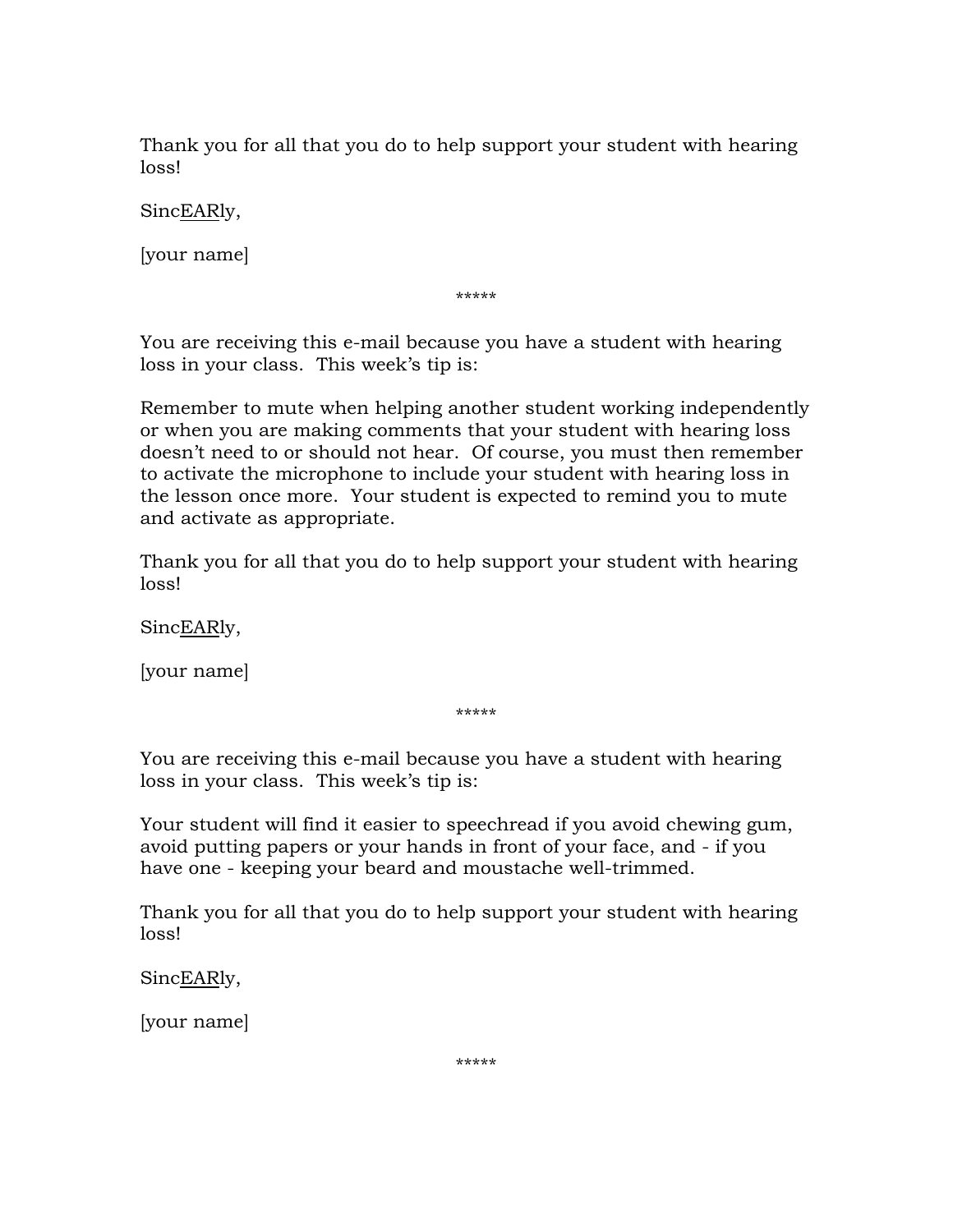Thank you for all that you do to help support your student with hearing loss!

Sinc<u>EAR</u>ly,

[your name]

*****

You are receiving this e-mail because you have a student with hearing loss in your class.  This week's tip is:

Remember to mute when helping another student working independently or when you are making comments that your student with hearing loss doesn't need to or should not hear.  Of course, you must then remember to activate the microphone to include your student with hearing loss in the lesson once more.  Your student is expected to remind you to mute and activate as appropriate.

Thank you for all that you do to help support your student with hearing loss!

Sinc<u>EAR</u>ly,

[your name]

*****

You are receiving this e-mail because you have a student with hearing loss in your class.  This week's tip is:

Your student will find it easier to speechread if you avoid chewing gum, avoid putting papers or your hands in front of your face, and - if you have one - keeping your beard and moustache well-trimmed.

Thank you for all that you do to help support your student with hearing loss!

Sinc<u>EAR</u>ly,

[your name]

*****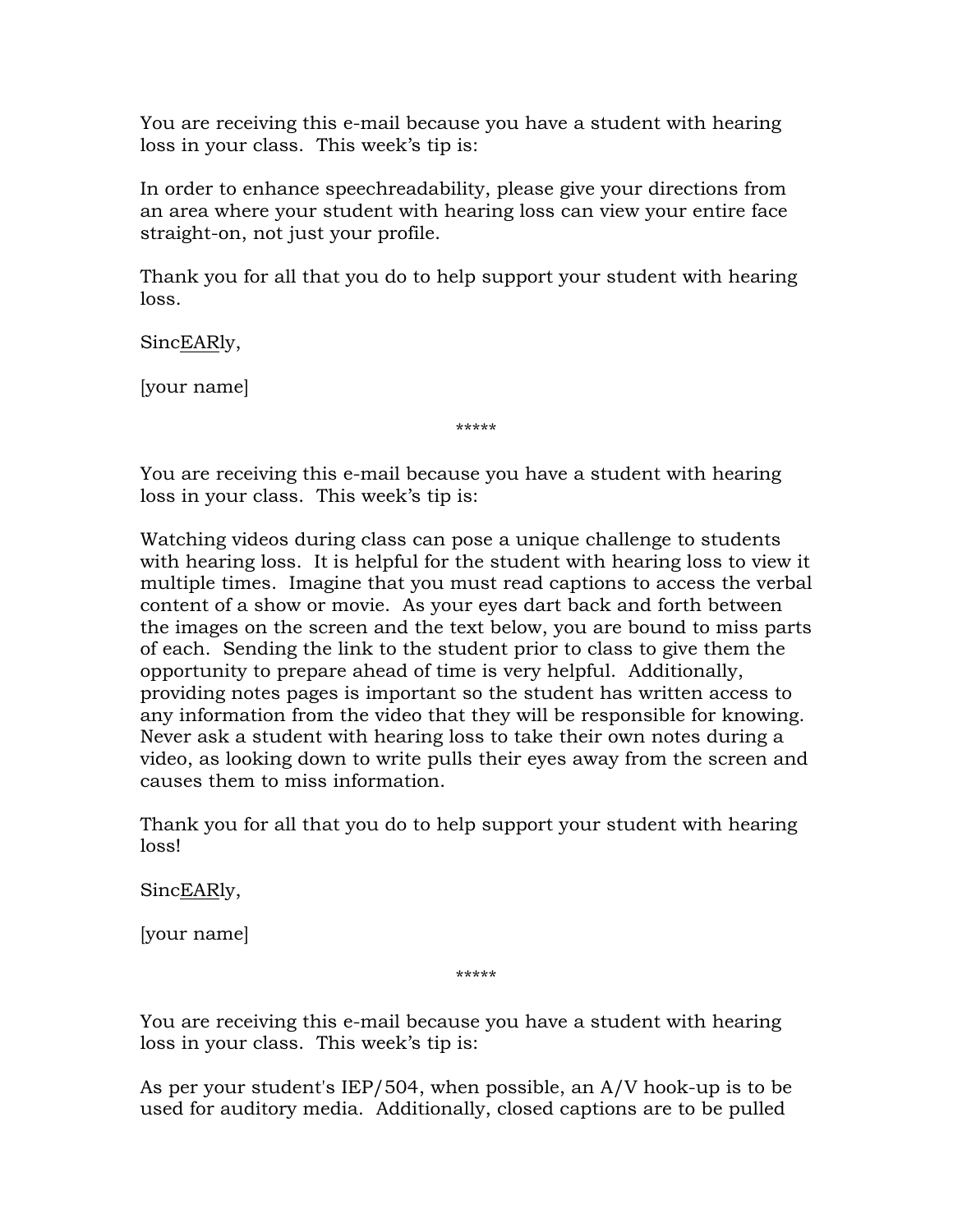You are receiving this e-mail because you have a student with hearing loss in your class. This week's tip is:

In order to enhance speechreadability, please give your directions from an area where your student with hearing loss can view your entire face straight-on, not just your profile.

Thank you for all that you do to help support your student with hearing loss.

Sinc<u>EAR</u>ly,

[your name]

\*\*\*\*\*

You are receiving this e-mail because you have a student with hearing loss in your class. This week's tip is:

Watching videos during class can pose a unique challenge to students with hearing loss. It is helpful for the student with hearing loss to view it multiple times. Imagine that you must read captions to access the verbal content of a show or movie. As your eyes dart back and forth between the images on the screen and the text below, you are bound to miss parts of each. Sending the link to the student prior to class to give them the opportunity to prepare ahead of time is very helpful. Additionally, providing notes pages is important so the student has written access to any information from the video that they will be responsible for knowing. Never ask a student with hearing loss to take their own notes during a video, as looking down to write pulls their eyes away from the screen and causes them to miss information.

Thank you for all that you do to help support your student with hearing loss!

Sinc<u>EAR</u>ly,

[your name]

\*\*\*\*\*

You are receiving this e-mail because you have a student with hearing loss in your class. This week's tip is:

As per your student's IEP/504, when possible, an A/V hook-up is to be used for auditory media. Additionally, closed captions are to be pulled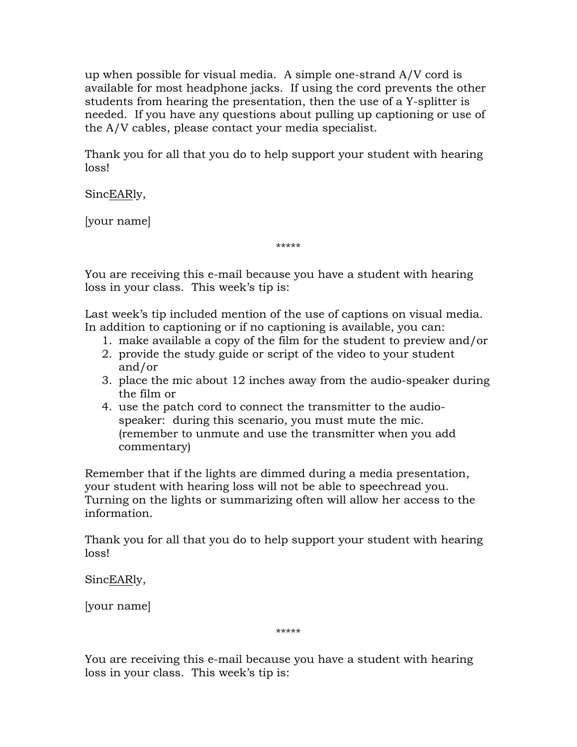up when possible for visual media. A simple one-strand A/V cord is available for most headphone jacks. If using the cord prevents the other students from hearing the presentation, then the use of a Y-splitter is needed. If you have any questions about pulling up captioning or use of the A/V cables, please contact your media specialist.

Thank you for all that you do to help support your student with hearing loss!

Sinc<u>EAR</u>ly,

[your name]

*****

You are receiving this e-mail because you have a student with hearing loss in your class. This week's tip is:

Last week's tip included mention of the use of captions on visual media. In addition to captioning or if no captioning is available, you can:

1. make available a copy of the film for the student to preview and/or
2. provide the study guide or script of the video to your student and/or
3. place the mic about 12 inches away from the audio-speaker during the film or
4. use the patch cord to connect the transmitter to the audio-speaker: during this scenario, you must mute the mic. (remember to unmute and use the transmitter when you add commentary)

Remember that if the lights are dimmed during a media presentation, your student with hearing loss will not be able to speechread you. Turning on the lights or summarizing often will allow her access to the information.

Thank you for all that you do to help support your student with hearing loss!

Sinc<u>EAR</u>ly,

[your name]

*****

You are receiving this e-mail because you have a student with hearing loss in your class. This week's tip is: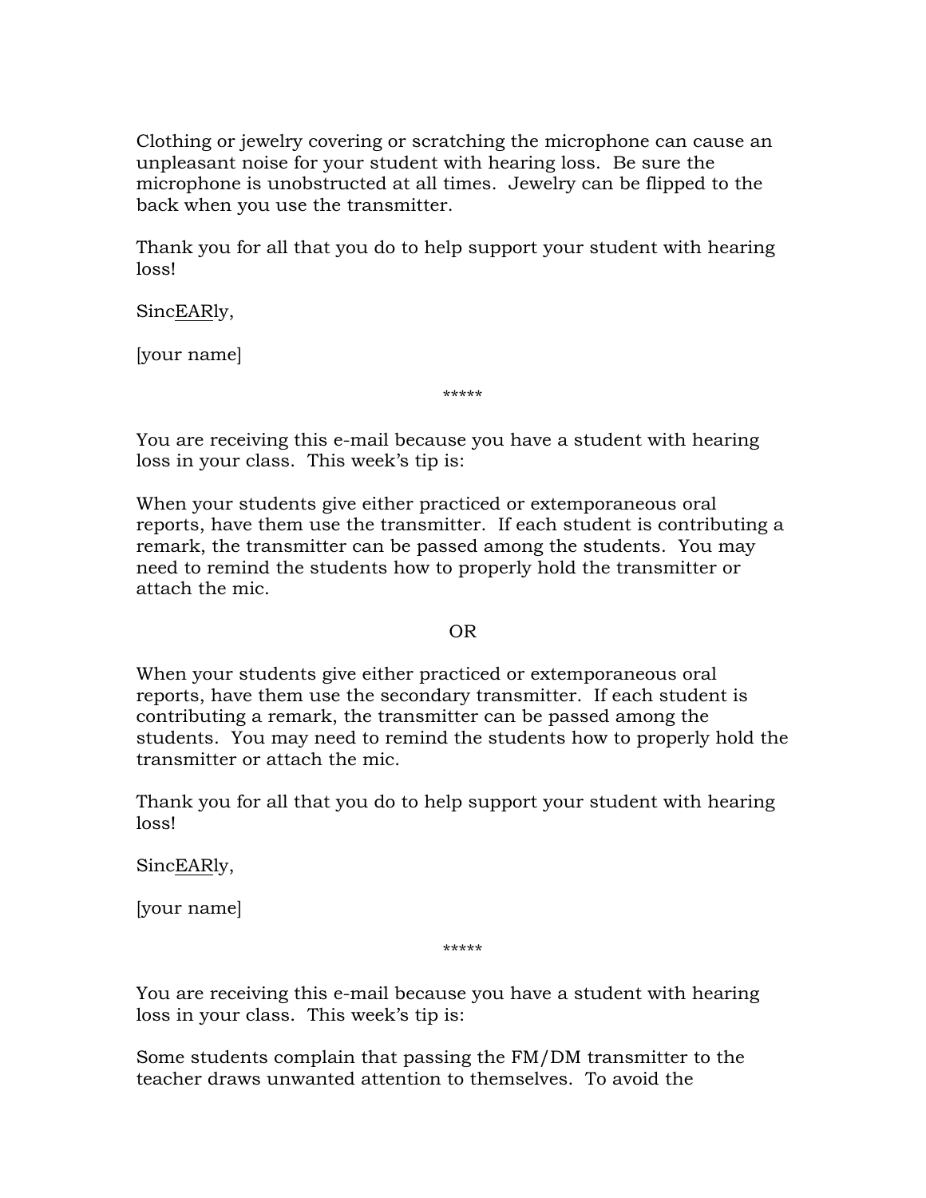Clothing or jewelry covering or scratching the microphone can cause an unpleasant noise for your student with hearing loss. Be sure the microphone is unobstructed at all times. Jewelry can be flipped to the back when you use the transmitter.

Thank you for all that you do to help support your student with hearing loss!

Sinc<u>EAR</u>ly,

[your name]

*****

You are receiving this e-mail because you have a student with hearing loss in your class. This week's tip is:

When your students give either practiced or extemporaneous oral reports, have them use the transmitter. If each student is contributing a remark, the transmitter can be passed among the students. You may need to remind the students how to properly hold the transmitter or attach the mic.

OR

When your students give either practiced or extemporaneous oral reports, have them use the secondary transmitter. If each student is contributing a remark, the transmitter can be passed among the students. You may need to remind the students how to properly hold the transmitter or attach the mic.

Thank you for all that you do to help support your student with hearing loss!

Sinc<u>EAR</u>ly,

[your name]

*****

You are receiving this e-mail because you have a student with hearing loss in your class. This week's tip is:

Some students complain that passing the FM/DM transmitter to the teacher draws unwanted attention to themselves. To avoid the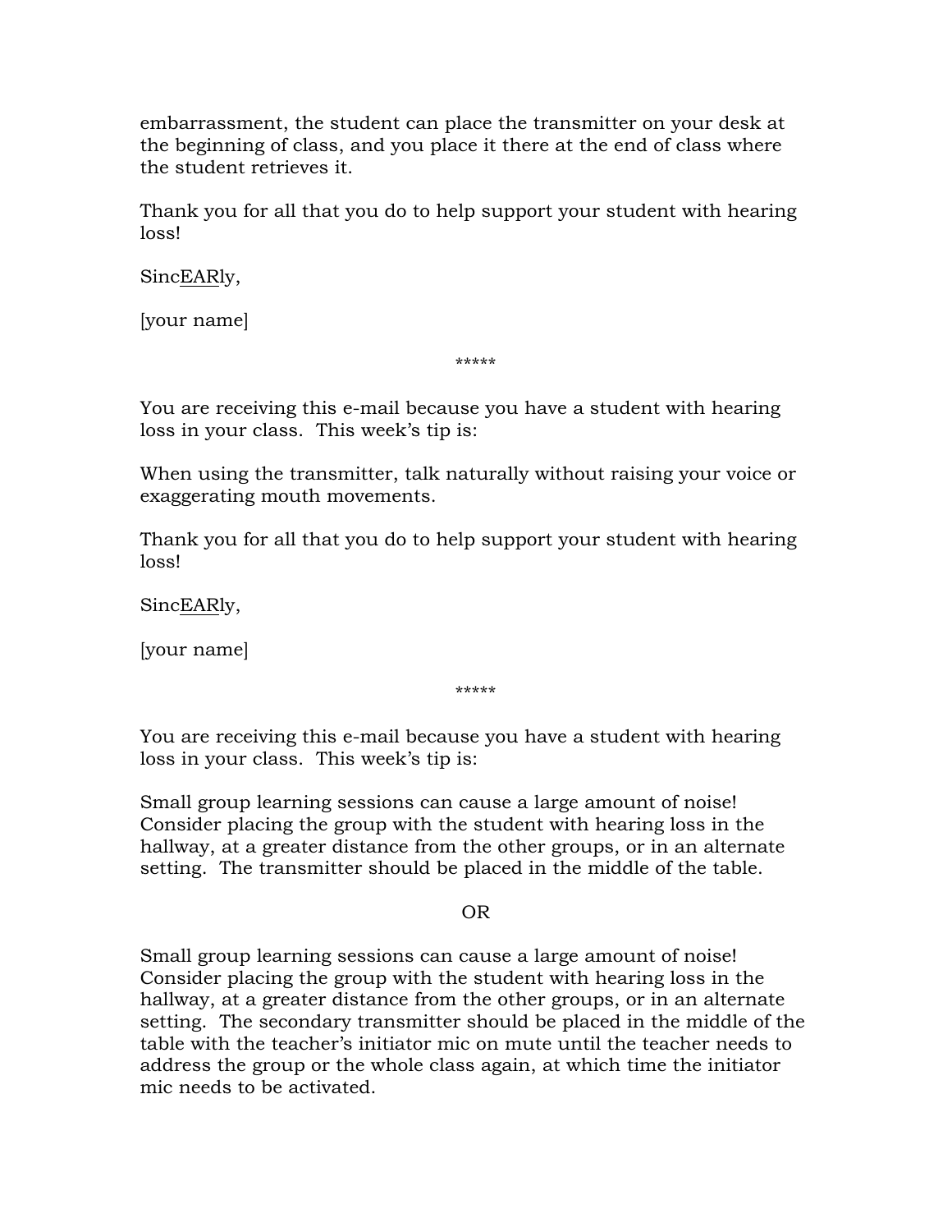embarrassment, the student can place the transmitter on your desk at the beginning of class, and you place it there at the end of class where the student retrieves it.

Thank you for all that you do to help support your student with hearing loss!

Sinc<u>EAR</u>ly,

[your name]

*****

You are receiving this e-mail because you have a student with hearing loss in your class. This week's tip is:

When using the transmitter, talk naturally without raising your voice or exaggerating mouth movements.

Thank you for all that you do to help support your student with hearing loss!

Sinc<u>EAR</u>ly,

[your name]

*****

You are receiving this e-mail because you have a student with hearing loss in your class. This week's tip is:

Small group learning sessions can cause a large amount of noise! Consider placing the group with the student with hearing loss in the hallway, at a greater distance from the other groups, or in an alternate setting. The transmitter should be placed in the middle of the table.

OR

Small group learning sessions can cause a large amount of noise! Consider placing the group with the student with hearing loss in the hallway, at a greater distance from the other groups, or in an alternate setting. The secondary transmitter should be placed in the middle of the table with the teacher's initiator mic on mute until the teacher needs to address the group or the whole class again, at which time the initiator mic needs to be activated.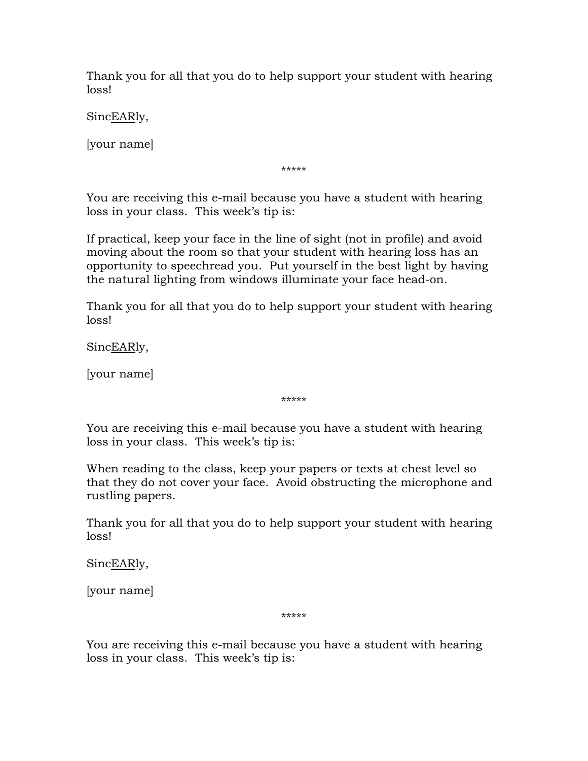Thank you for all that you do to help support your student with hearing loss!

Sinc<u>EAR</u>ly,

[your name]

*****

You are receiving this e-mail because you have a student with hearing loss in your class.  This week's tip is:

If practical, keep your face in the line of sight (not in profile) and avoid moving about the room so that your student with hearing loss has an opportunity to speechread you.  Put yourself in the best light by having the natural lighting from windows illuminate your face head-on.

Thank you for all that you do to help support your student with hearing loss!

Sinc<u>EAR</u>ly,

[your name]

*****

You are receiving this e-mail because you have a student with hearing loss in your class.  This week's tip is:

When reading to the class, keep your papers or texts at chest level so that they do not cover your face.  Avoid obstructing the microphone and rustling papers.

Thank you for all that you do to help support your student with hearing loss!

Sinc<u>EAR</u>ly,

[your name]

*****

You are receiving this e-mail because you have a student with hearing loss in your class.  This week's tip is: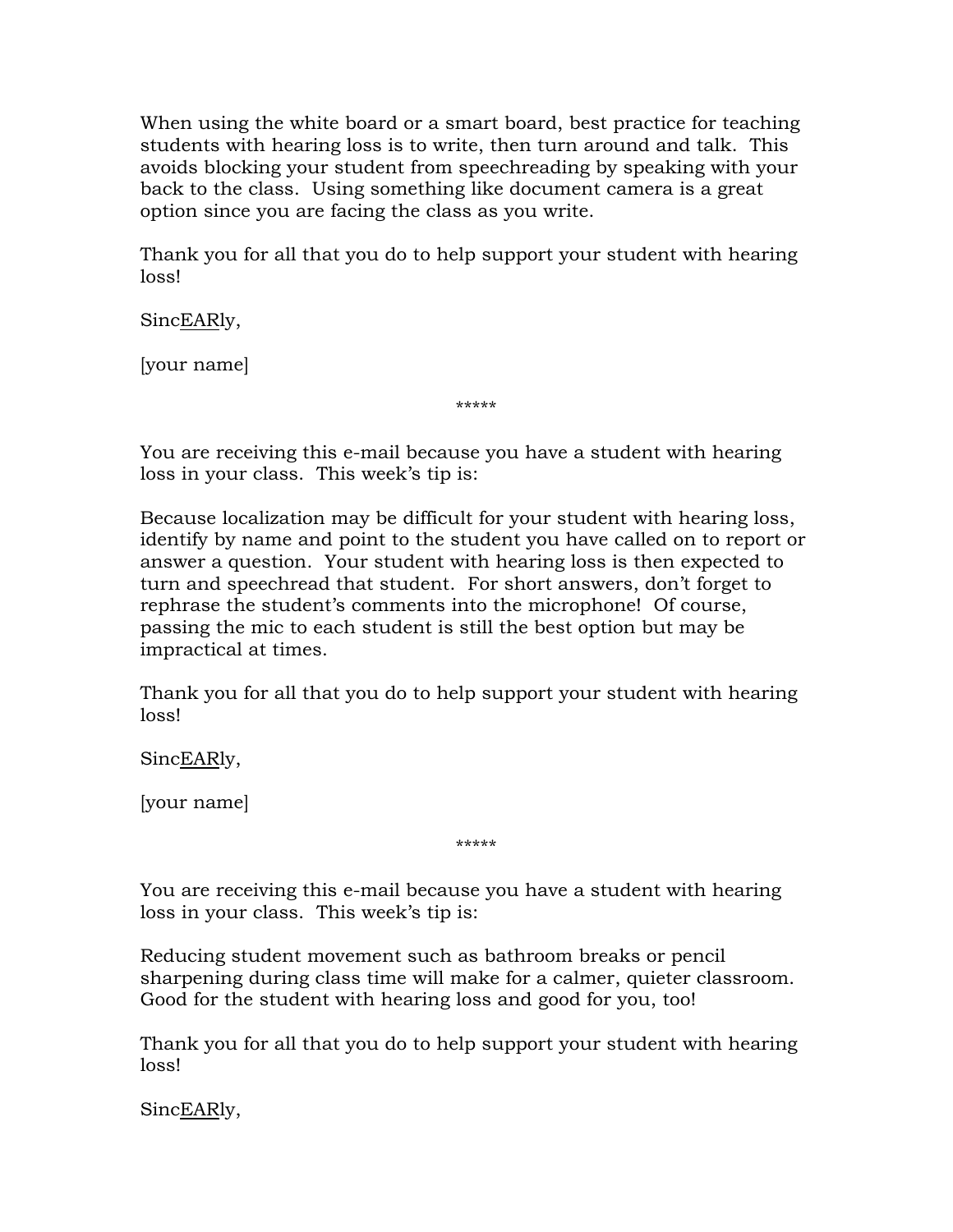When using the white board or a smart board, best practice for teaching students with hearing loss is to write, then turn around and talk. This avoids blocking your student from speechreading by speaking with your back to the class. Using something like document camera is a great option since you are facing the class as you write.

Thank you for all that you do to help support your student with hearing loss!

Sinc<u>EAR</u>ly,

[your name]

*****

You are receiving this e-mail because you have a student with hearing loss in your class. This week's tip is:

Because localization may be difficult for your student with hearing loss, identify by name and point to the student you have called on to report or answer a question. Your student with hearing loss is then expected to turn and speechread that student. For short answers, don't forget to rephrase the student's comments into the microphone! Of course, passing the mic to each student is still the best option but may be impractical at times.

Thank you for all that you do to help support your student with hearing loss!

Sinc<u>EAR</u>ly,

[your name]

*****

You are receiving this e-mail because you have a student with hearing loss in your class. This week's tip is:

Reducing student movement such as bathroom breaks or pencil sharpening during class time will make for a calmer, quieter classroom. Good for the student with hearing loss and good for you, too!

Thank you for all that you do to help support your student with hearing loss!

Sinc<u>EAR</u>ly,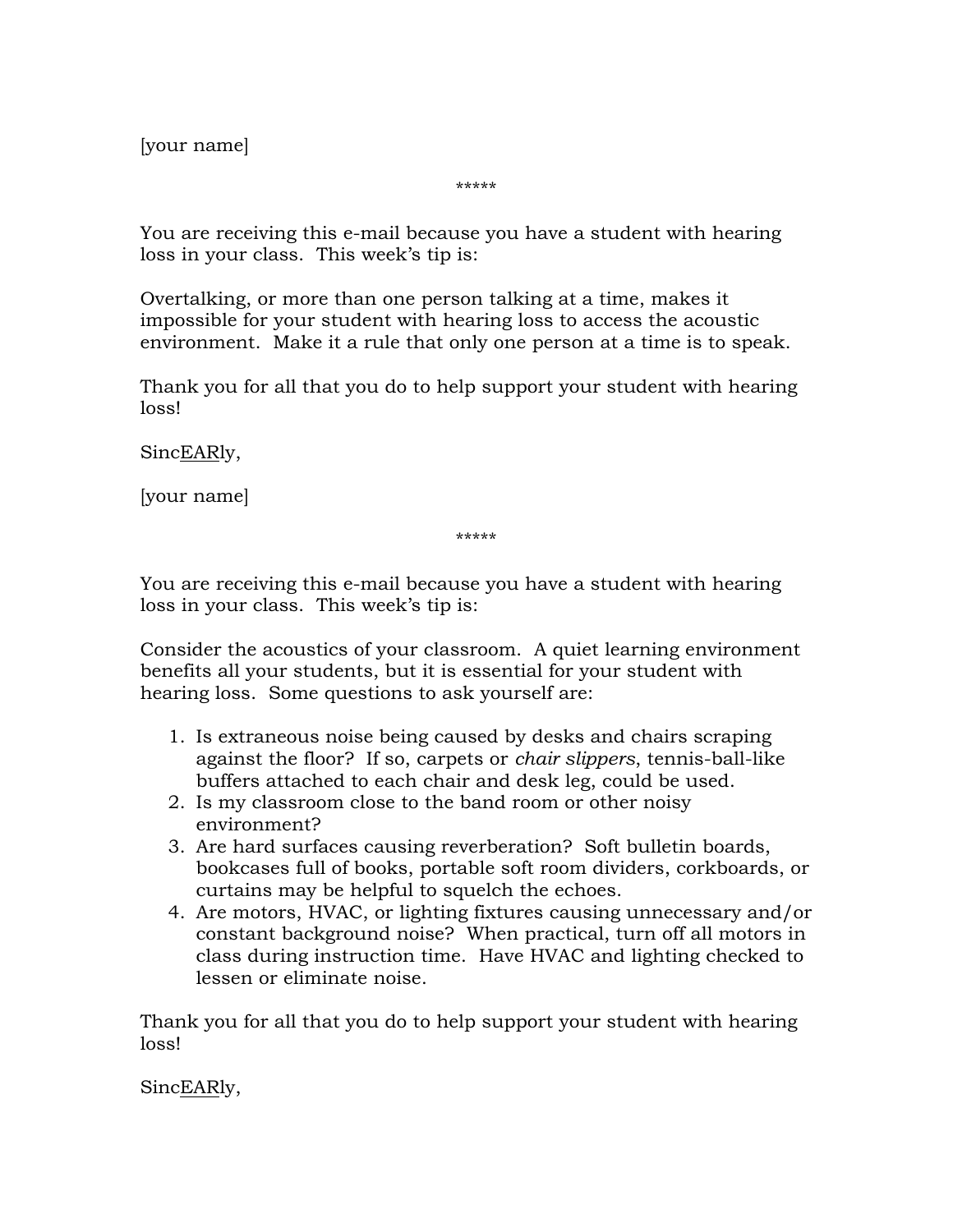[your name]

*****

You are receiving this e-mail because you have a student with hearing loss in your class. This week's tip is:

Overtalking, or more than one person talking at a time, makes it impossible for your student with hearing loss to access the acoustic environment. Make it a rule that only one person at a time is to speak.

Thank you for all that you do to help support your student with hearing loss!

Sinc<u>EAR</u>ly,

[your name]

*****

You are receiving this e-mail because you have a student with hearing loss in your class. This week's tip is:

Consider the acoustics of your classroom. A quiet learning environment benefits all your students, but it is essential for your student with hearing loss. Some questions to ask yourself are:

1. Is extraneous noise being caused by desks and chairs scraping against the floor? If so, carpets or *chair slippers*, tennis-ball-like buffers attached to each chair and desk leg, could be used.
2. Is my classroom close to the band room or other noisy environment?
3. Are hard surfaces causing reverberation? Soft bulletin boards, bookcases full of books, portable soft room dividers, corkboards, or curtains may be helpful to squelch the echoes.
4. Are motors, HVAC, or lighting fixtures causing unnecessary and/or constant background noise? When practical, turn off all motors in class during instruction time. Have HVAC and lighting checked to lessen or eliminate noise.

Thank you for all that you do to help support your student with hearing loss!

Sinc<u>EAR</u>ly,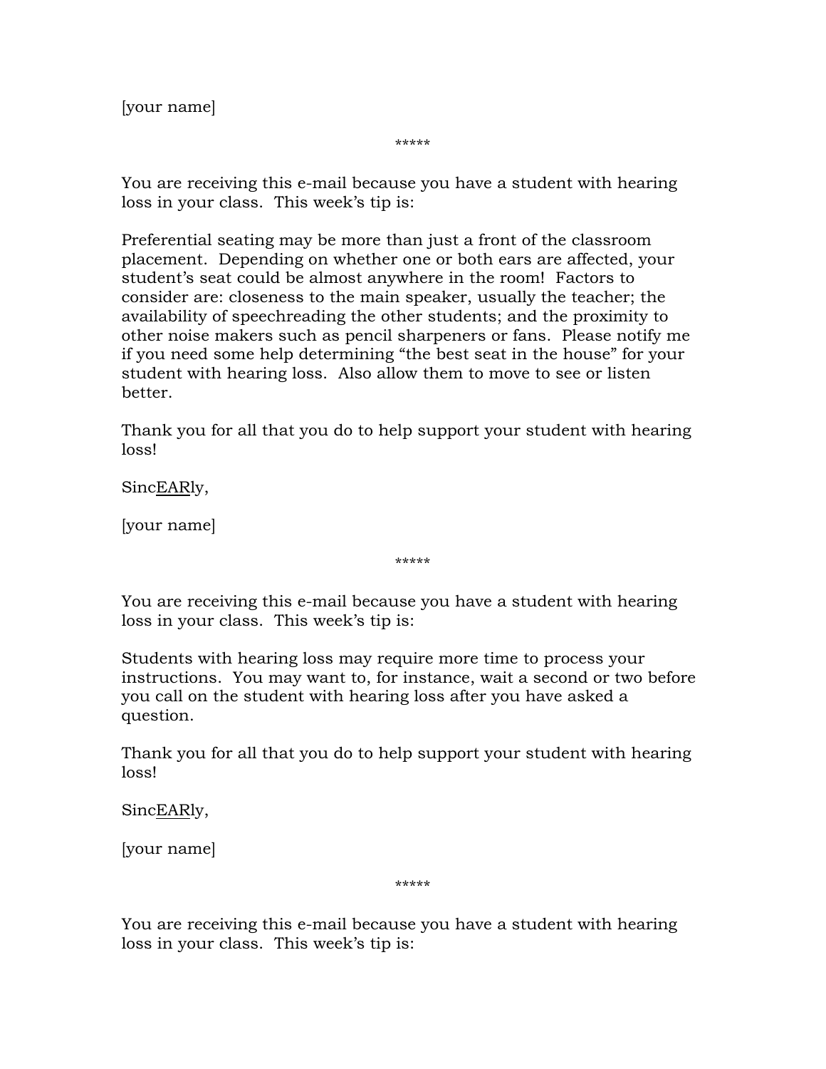[your name]

*****

You are receiving this e-mail because you have a student with hearing loss in your class. This week's tip is:

Preferential seating may be more than just a front of the classroom placement. Depending on whether one or both ears are affected, your student's seat could be almost anywhere in the room! Factors to consider are: closeness to the main speaker, usually the teacher; the availability of speechreading the other students; and the proximity to other noise makers such as pencil sharpeners or fans. Please notify me if you need some help determining "the best seat in the house" for your student with hearing loss. Also allow them to move to see or listen better.

Thank you for all that you do to help support your student with hearing loss!

Sinc<u>EAR</u>ly,

[your name]

*****

You are receiving this e-mail because you have a student with hearing loss in your class. This week's tip is:

Students with hearing loss may require more time to process your instructions. You may want to, for instance, wait a second or two before you call on the student with hearing loss after you have asked a question.

Thank you for all that you do to help support your student with hearing loss!

Sinc<u>EAR</u>ly,

[your name]

*****

You are receiving this e-mail because you have a student with hearing loss in your class. This week's tip is: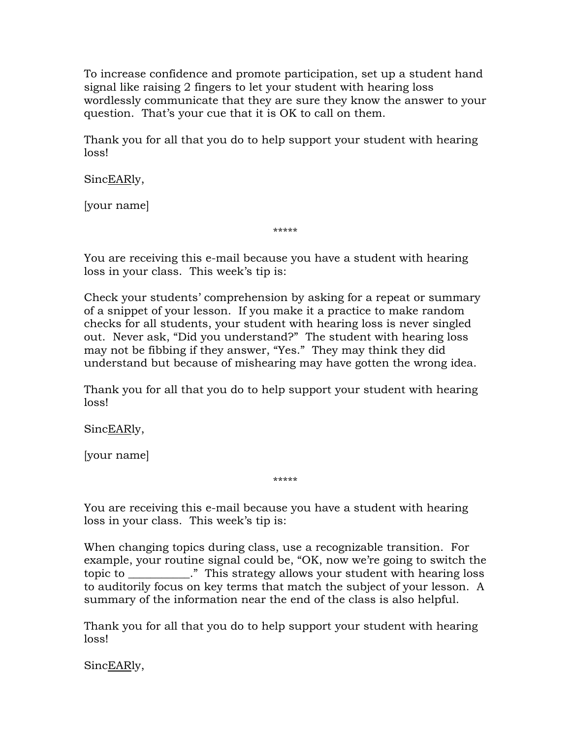To increase confidence and promote participation, set up a student hand signal like raising 2 fingers to let your student with hearing loss wordlessly communicate that they are sure they know the answer to your question. That's your cue that it is OK to call on them.

Thank you for all that you do to help support your student with hearing loss!

Sinc<u>EAR</u>ly,

[your name]

*****

You are receiving this e-mail because you have a student with hearing loss in your class. This week's tip is:

Check your students' comprehension by asking for a repeat or summary of a snippet of your lesson. If you make it a practice to make random checks for all students, your student with hearing loss is never singled out. Never ask, "Did you understand?" The student with hearing loss may not be fibbing if they answer, "Yes." They may think they did understand but because of mishearing may have gotten the wrong idea.

Thank you for all that you do to help support your student with hearing loss!

Sinc<u>EAR</u>ly,

[your name]

*****

You are receiving this e-mail because you have a student with hearing loss in your class. This week's tip is:

When changing topics during class, use a recognizable transition. For example, your routine signal could be, "OK, now we're going to switch the topic to __________." This strategy allows your student with hearing loss to auditorily focus on key terms that match the subject of your lesson. A summary of the information near the end of the class is also helpful.

Thank you for all that you do to help support your student with hearing loss!

Sinc<u>EAR</u>ly,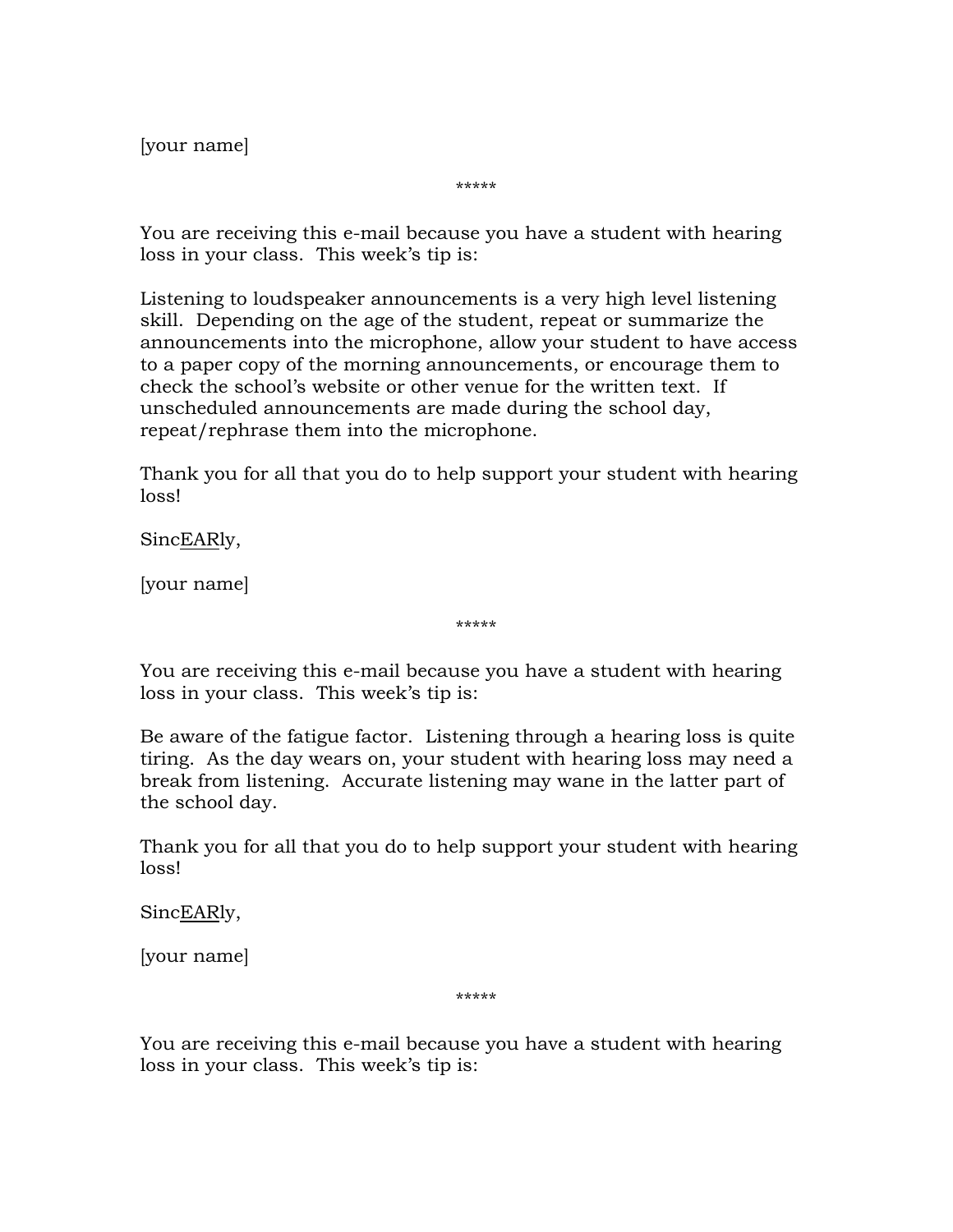[your name]

*****

You are receiving this e-mail because you have a student with hearing loss in your class. This week's tip is:

Listening to loudspeaker announcements is a very high level listening skill. Depending on the age of the student, repeat or summarize the announcements into the microphone, allow your student to have access to a paper copy of the morning announcements, or encourage them to check the school's website or other venue for the written text. If unscheduled announcements are made during the school day, repeat/rephrase them into the microphone.

Thank you for all that you do to help support your student with hearing loss!

Sinc<u>EAR</u>ly,

[your name]

*****

You are receiving this e-mail because you have a student with hearing loss in your class. This week's tip is:

Be aware of the fatigue factor. Listening through a hearing loss is quite tiring. As the day wears on, your student with hearing loss may need a break from listening. Accurate listening may wane in the latter part of the school day.

Thank you for all that you do to help support your student with hearing loss!

Sinc<u>EAR</u>ly,

[your name]

*****

You are receiving this e-mail because you have a student with hearing loss in your class. This week's tip is: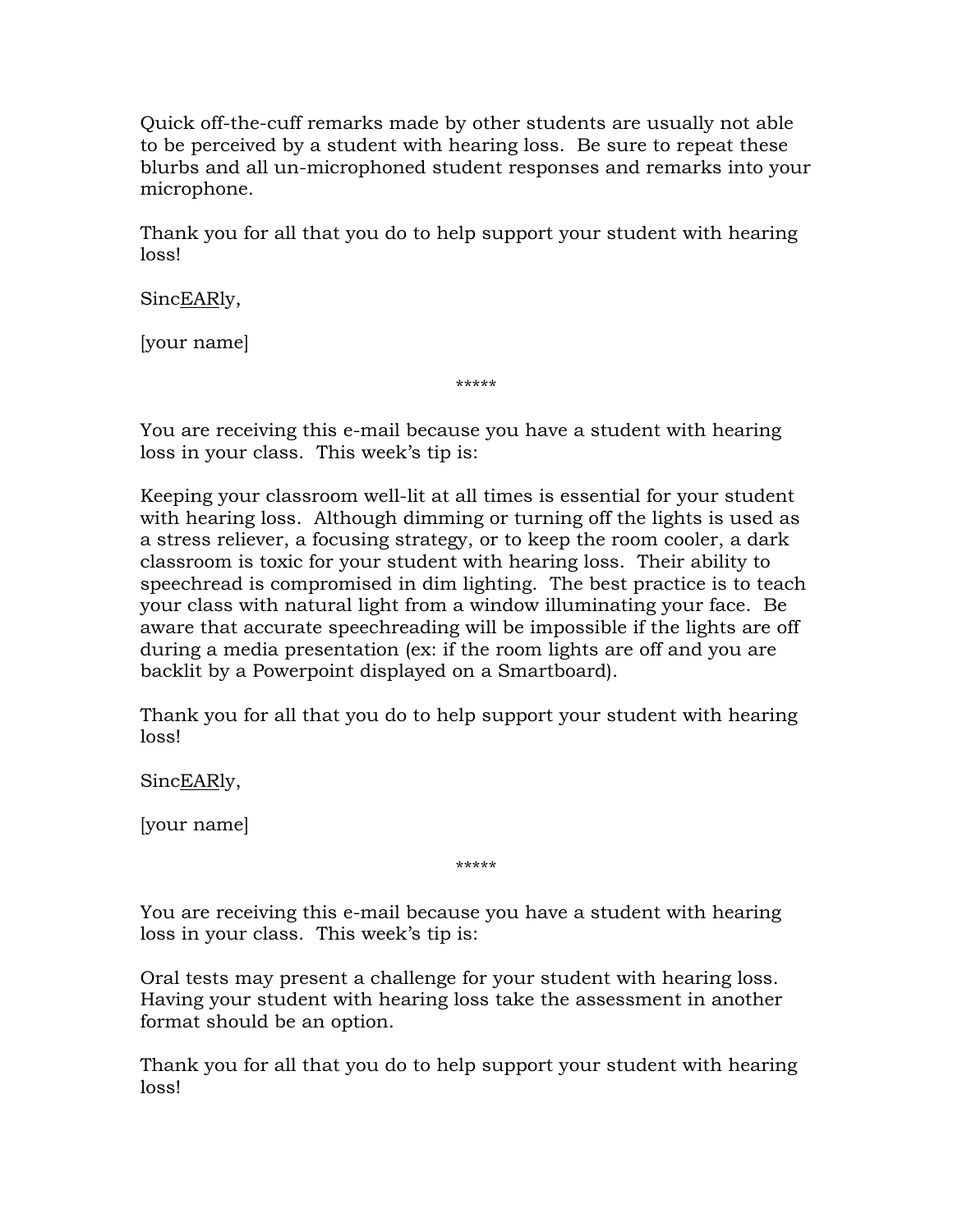Quick off-the-cuff remarks made by other students are usually not able to be perceived by a student with hearing loss. Be sure to repeat these blurbs and all un-microphoned student responses and remarks into your microphone.

Thank you for all that you do to help support your student with hearing loss!

Sinc<u>EAR</u>ly,

[your name]

*****

You are receiving this e-mail because you have a student with hearing loss in your class. This week's tip is:

Keeping your classroom well-lit at all times is essential for your student with hearing loss. Although dimming or turning off the lights is used as a stress reliever, a focusing strategy, or to keep the room cooler, a dark classroom is toxic for your student with hearing loss. Their ability to speechread is compromised in dim lighting. The best practice is to teach your class with natural light from a window illuminating your face. Be aware that accurate speechreading will be impossible if the lights are off during a media presentation (ex: if the room lights are off and you are backlit by a Powerpoint displayed on a Smartboard).

Thank you for all that you do to help support your student with hearing loss!

Sinc<u>EAR</u>ly,

[your name]

*****

You are receiving this e-mail because you have a student with hearing loss in your class. This week's tip is:

Oral tests may present a challenge for your student with hearing loss. Having your student with hearing loss take the assessment in another format should be an option.

Thank you for all that you do to help support your student with hearing loss!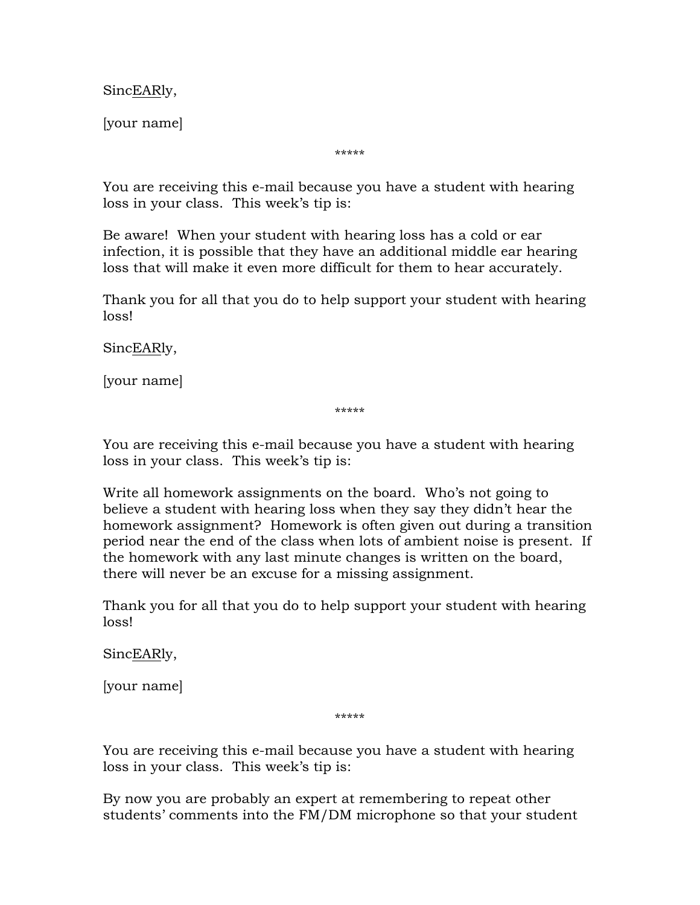Sinc<u>EAR</u>ly,

[your name]

*****

You are receiving this e-mail because you have a student with hearing loss in your class. This week's tip is:

Be aware! When your student with hearing loss has a cold or ear infection, it is possible that they have an additional middle ear hearing loss that will make it even more difficult for them to hear accurately.

Thank you for all that you do to help support your student with hearing loss!

Sinc<u>EAR</u>ly,

[your name]

*****

You are receiving this e-mail because you have a student with hearing loss in your class. This week's tip is:

Write all homework assignments on the board. Who's not going to believe a student with hearing loss when they say they didn't hear the homework assignment? Homework is often given out during a transition period near the end of the class when lots of ambient noise is present. If the homework with any last minute changes is written on the board, there will never be an excuse for a missing assignment.

Thank you for all that you do to help support your student with hearing loss!

Sinc<u>EAR</u>ly,

[your name]

*****

You are receiving this e-mail because you have a student with hearing loss in your class. This week's tip is:

By now you are probably an expert at remembering to repeat other students' comments into the FM/DM microphone so that your student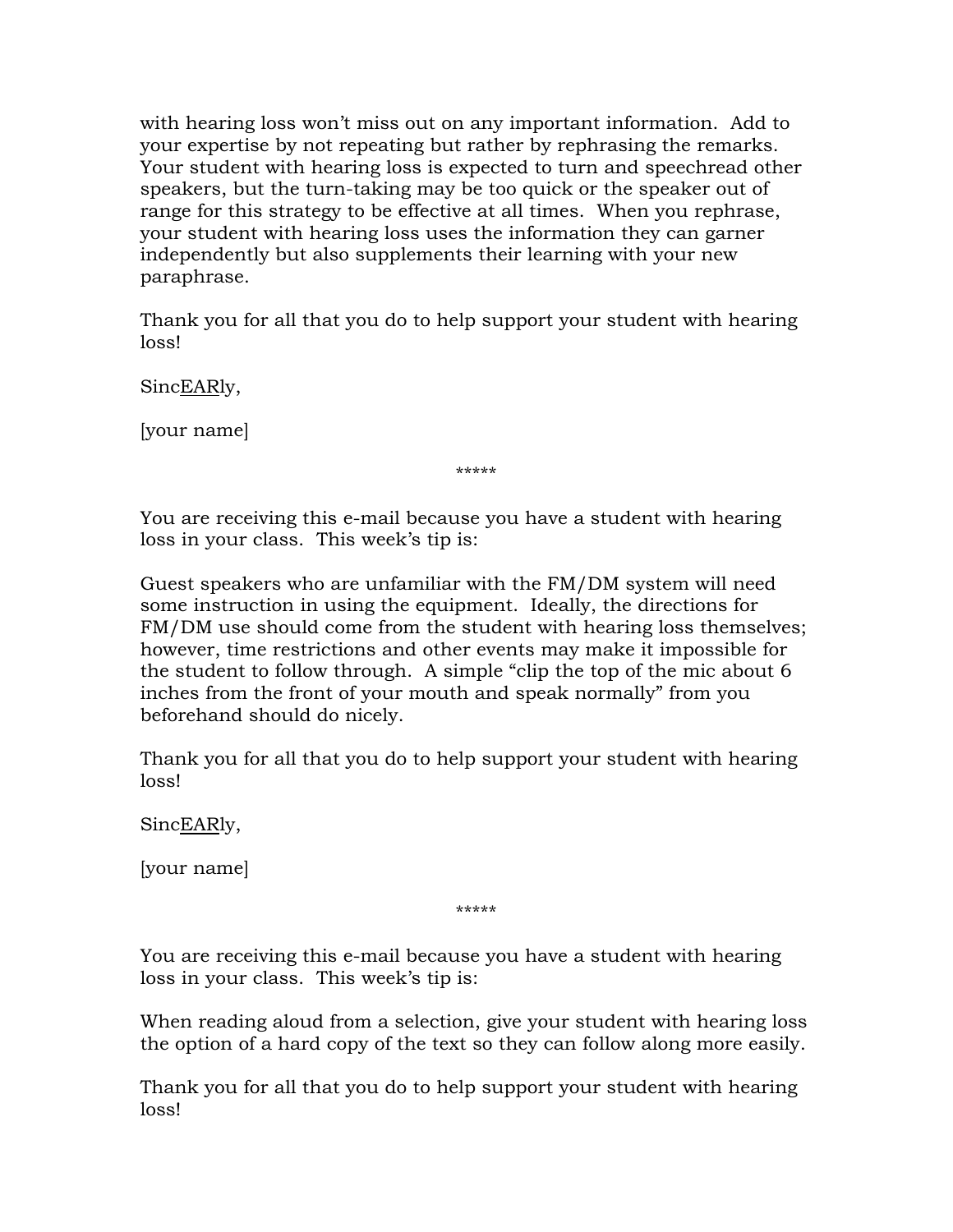with hearing loss won't miss out on any important information. Add to your expertise by not repeating but rather by rephrasing the remarks. Your student with hearing loss is expected to turn and speechread other speakers, but the turn-taking may be too quick or the speaker out of range for this strategy to be effective at all times. When you rephrase, your student with hearing loss uses the information they can garner independently but also supplements their learning with your new paraphrase.

Thank you for all that you do to help support your student with hearing loss!

Sinc<u>EAR</u>ly,

[your name]

\*\*\*\*\*

You are receiving this e-mail because you have a student with hearing loss in your class. This week's tip is:

Guest speakers who are unfamiliar with the FM/DM system will need some instruction in using the equipment. Ideally, the directions for FM/DM use should come from the student with hearing loss themselves; however, time restrictions and other events may make it impossible for the student to follow through. A simple "clip the top of the mic about 6 inches from the front of your mouth and speak normally" from you beforehand should do nicely.

Thank you for all that you do to help support your student with hearing loss!

Sinc<u>EAR</u>ly,

[your name]

\*\*\*\*\*

You are receiving this e-mail because you have a student with hearing loss in your class. This week's tip is:

When reading aloud from a selection, give your student with hearing loss the option of a hard copy of the text so they can follow along more easily.

Thank you for all that you do to help support your student with hearing loss!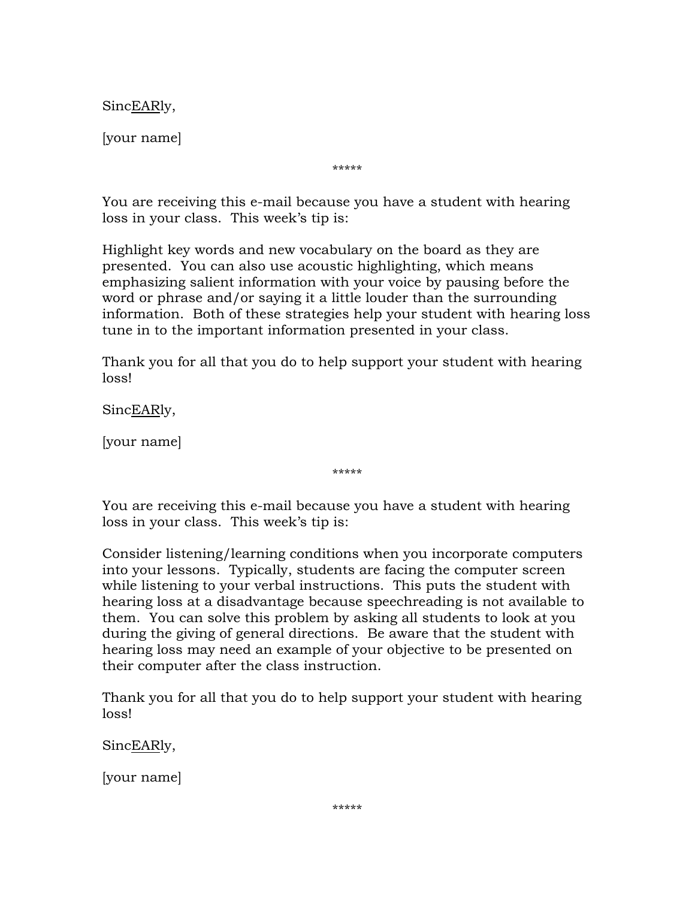Sinc<u>EAR</u>ly,

[your name]

*****

You are receiving this e-mail because you have a student with hearing loss in your class. This week's tip is:

Highlight key words and new vocabulary on the board as they are presented. You can also use acoustic highlighting, which means emphasizing salient information with your voice by pausing before the word or phrase and/or saying it a little louder than the surrounding information. Both of these strategies help your student with hearing loss tune in to the important information presented in your class.

Thank you for all that you do to help support your student with hearing loss!

Sinc<u>EAR</u>ly,

[your name]

*****

You are receiving this e-mail because you have a student with hearing loss in your class. This week's tip is:

Consider listening/learning conditions when you incorporate computers into your lessons. Typically, students are facing the computer screen while listening to your verbal instructions. This puts the student with hearing loss at a disadvantage because speechreading is not available to them. You can solve this problem by asking all students to look at you during the giving of general directions. Be aware that the student with hearing loss may need an example of your objective to be presented on their computer after the class instruction.

Thank you for all that you do to help support your student with hearing loss!

Sinc<u>EAR</u>ly,

[your name]

*****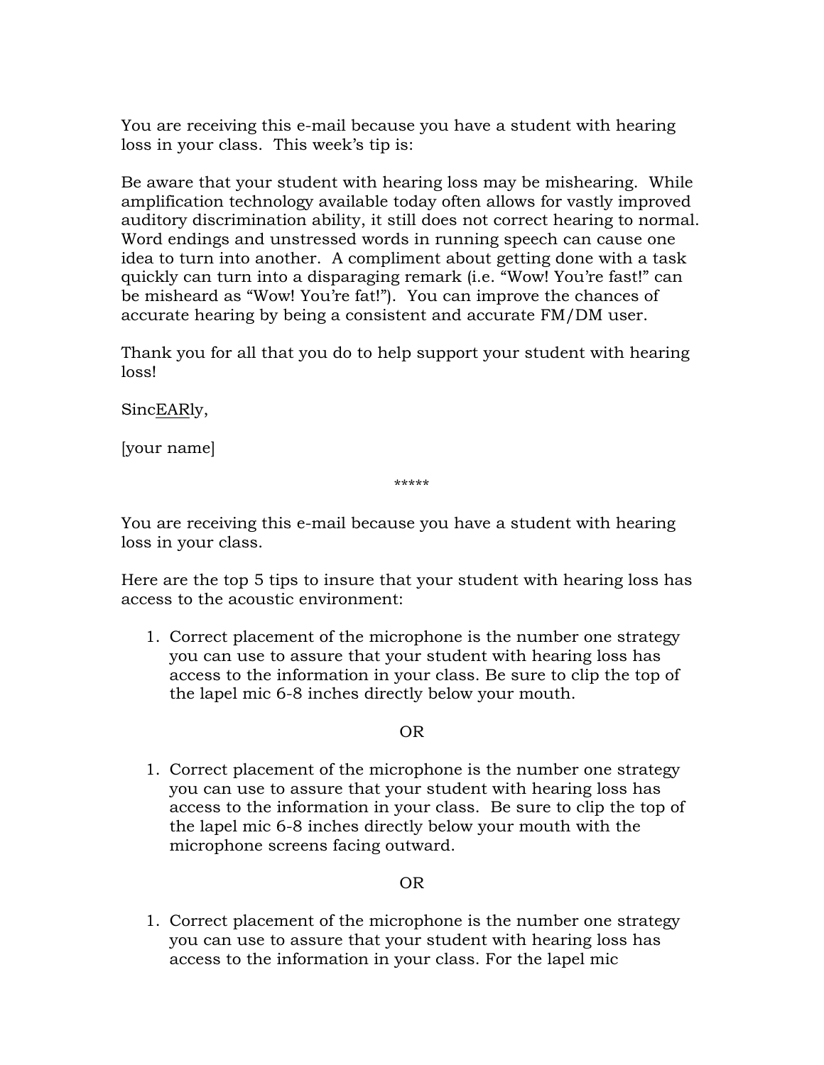You are receiving this e-mail because you have a student with hearing loss in your class. This week's tip is:

Be aware that your student with hearing loss may be mishearing. While amplification technology available today often allows for vastly improved auditory discrimination ability, it still does not correct hearing to normal. Word endings and unstressed words in running speech can cause one idea to turn into another. A compliment about getting done with a task quickly can turn into a disparaging remark (i.e. "Wow! You're fast!" can be misheard as "Wow! You're fat!"). You can improve the chances of accurate hearing by being a consistent and accurate FM/DM user.

Thank you for all that you do to help support your student with hearing loss!

Sinc<u>EAR</u>ly,

[your name]

*****

You are receiving this e-mail because you have a student with hearing loss in your class.

Here are the top 5 tips to insure that your student with hearing loss has access to the acoustic environment:

1. Correct placement of the microphone is the number one strategy you can use to assure that your student with hearing loss has access to the information in your class. Be sure to clip the top of the lapel mic 6-8 inches directly below your mouth.

OR

1. Correct placement of the microphone is the number one strategy you can use to assure that your student with hearing loss has access to the information in your class. Be sure to clip the top of the lapel mic 6-8 inches directly below your mouth with the microphone screens facing outward.

OR

1. Correct placement of the microphone is the number one strategy you can use to assure that your student with hearing loss has access to the information in your class. For the lapel mic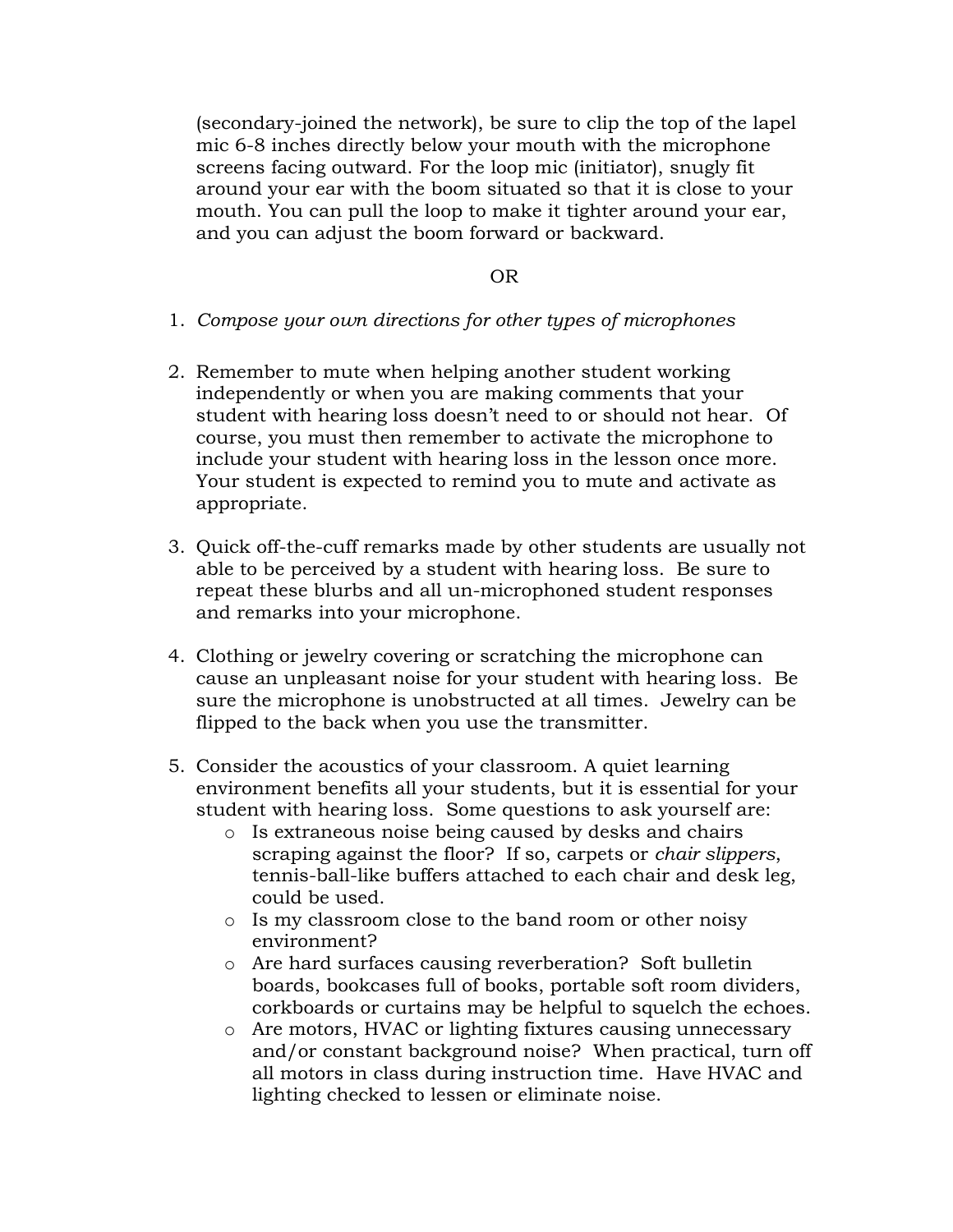(secondary-joined the network), be sure to clip the top of the lapel mic 6-8 inches directly below your mouth with the microphone screens facing outward. For the loop mic (initiator), snugly fit around your ear with the boom situated so that it is close to your mouth. You can pull the loop to make it tighter around your ear, and you can adjust the boom forward or backward.

OR

1. *Compose your own directions for other types of microphones*

2. Remember to mute when helping another student working independently or when you are making comments that your student with hearing loss doesn't need to or should not hear. Of course, you must then remember to activate the microphone to include your student with hearing loss in the lesson once more. Your student is expected to remind you to mute and activate as appropriate.

3. Quick off-the-cuff remarks made by other students are usually not able to be perceived by a student with hearing loss. Be sure to repeat these blurbs and all un-microphoned student responses and remarks into your microphone.

4. Clothing or jewelry covering or scratching the microphone can cause an unpleasant noise for your student with hearing loss. Be sure the microphone is unobstructed at all times. Jewelry can be flipped to the back when you use the transmitter.

5. Consider the acoustics of your classroom. A quiet learning environment benefits all your students, but it is essential for your student with hearing loss. Some questions to ask yourself are:
   - Is extraneous noise being caused by desks and chairs scraping against the floor? If so, carpets or *chair slippers*, tennis-ball-like buffers attached to each chair and desk leg, could be used.
   - Is my classroom close to the band room or other noisy environment?
   - Are hard surfaces causing reverberation? Soft bulletin boards, bookcases full of books, portable soft room dividers, corkboards or curtains may be helpful to squelch the echoes.
   - Are motors, HVAC or lighting fixtures causing unnecessary and/or constant background noise? When practical, turn off all motors in class during instruction time. Have HVAC and lighting checked to lessen or eliminate noise.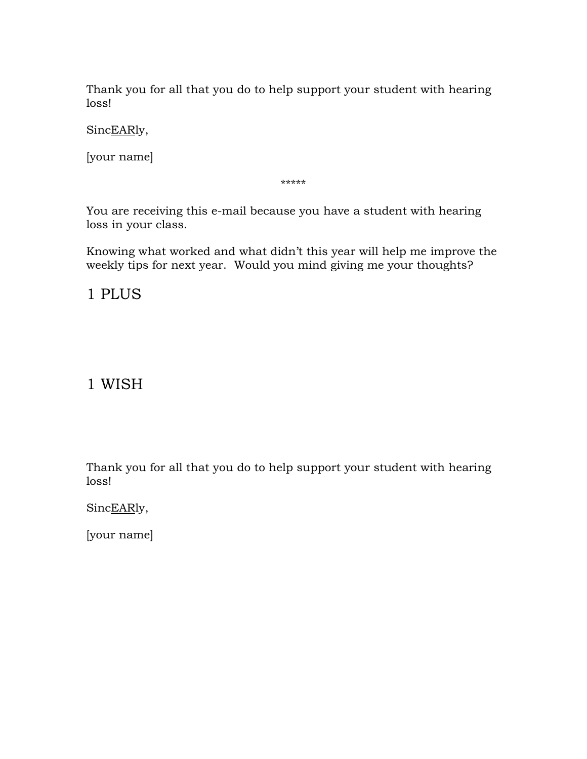Thank you for all that you do to help support your student with hearing loss!

Sinc<u>EAR</u>ly,

[your name]

*****

You are receiving this e-mail because you have a student with hearing loss in your class.

Knowing what worked and what didn't this year will help me improve the weekly tips for next year.  Would you mind giving me your thoughts?

## 1 PLUS

## 1 WISH

Thank you for all that you do to help support your student with hearing loss!

Sinc<u>EAR</u>ly,

[your name]